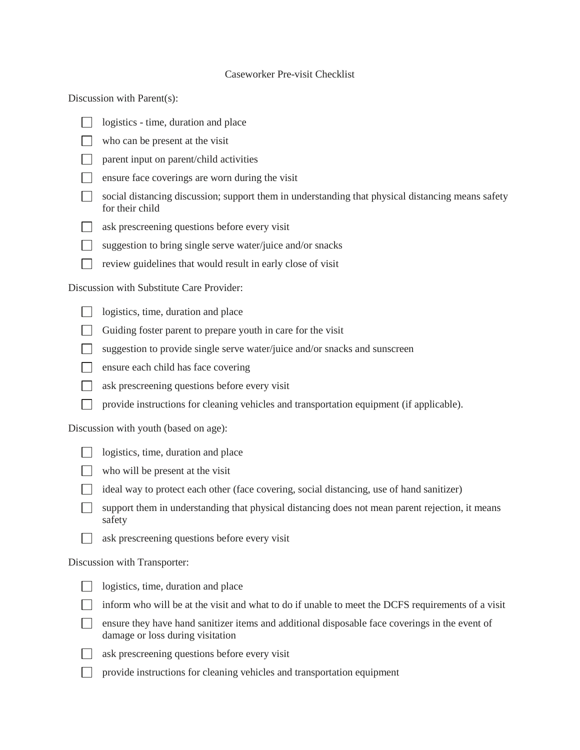# Caseworker Pre-visit Checklist

Discussion with Parent(s):

- [ ] logistics - time, duration and place
- [ ] who can be present at the visit
- [ ] parent input on parent/child activities
- [ ] ensure face coverings are worn during the visit
- [ ] social distancing discussion; support them in understanding that physical distancing means safety for their child
- [ ] ask prescreening questions before every visit
- [ ] suggestion to bring single serve water/juice and/or snacks
- [ ] review guidelines that would result in early close of visit

Discussion with Substitute Care Provider:

- [ ] logistics, time, duration and place
- [ ] Guiding foster parent to prepare youth in care for the visit
- [ ] suggestion to provide single serve water/juice and/or snacks and sunscreen
- [ ] ensure each child has face covering
- [ ] ask prescreening questions before every visit
- [ ] provide instructions for cleaning vehicles and transportation equipment (if applicable).

Discussion with youth (based on age):

- [ ] logistics, time, duration and place
- [ ] who will be present at the visit
- [ ] ideal way to protect each other (face covering, social distancing, use of hand sanitizer)
- [ ] support them in understanding that physical distancing does not mean parent rejection, it means safety
- [ ] ask prescreening questions before every visit

Discussion with Transporter:

- [ ] logistics, time, duration and place
- [ ] inform who will be at the visit and what to do if unable to meet the DCFS requirements of a visit
- [ ] ensure they have hand sanitizer items and additional disposable face coverings in the event of damage or loss during visitation
- [ ] ask prescreening questions before every visit
- [ ] provide instructions for cleaning vehicles and transportation equipment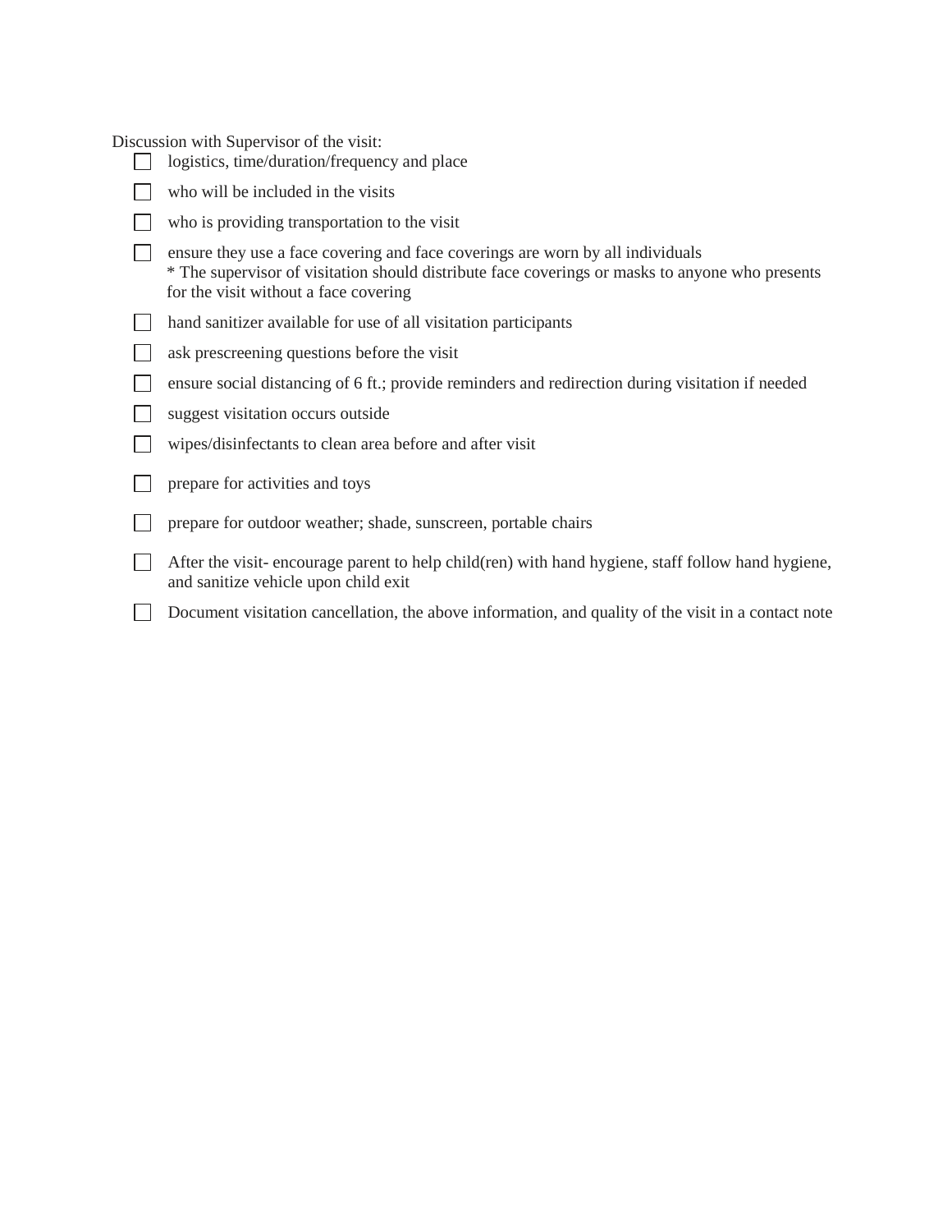Discussion with Supervisor of the visit:

- [ ] logistics, time/duration/frequency and place
- [ ] who will be included in the visits
- [ ] who is providing transportation to the visit
- [ ] ensure they use a face covering and face coverings are worn by all individuals
  * The supervisor of visitation should distribute face coverings or masks to anyone who presents for the visit without a face covering
- [ ] hand sanitizer available for use of all visitation participants
- [ ] ask prescreening questions before the visit
- [ ] ensure social distancing of 6 ft.; provide reminders and redirection during visitation if needed
- [ ] suggest visitation occurs outside
- [ ] wipes/disinfectants to clean area before and after visit
- [ ] prepare for activities and toys
- [ ] prepare for outdoor weather; shade, sunscreen, portable chairs
- [ ] After the visit- encourage parent to help child(ren) with hand hygiene, staff follow hand hygiene, and sanitize vehicle upon child exit
- [ ] Document visitation cancellation, the above information, and quality of the visit in a contact note